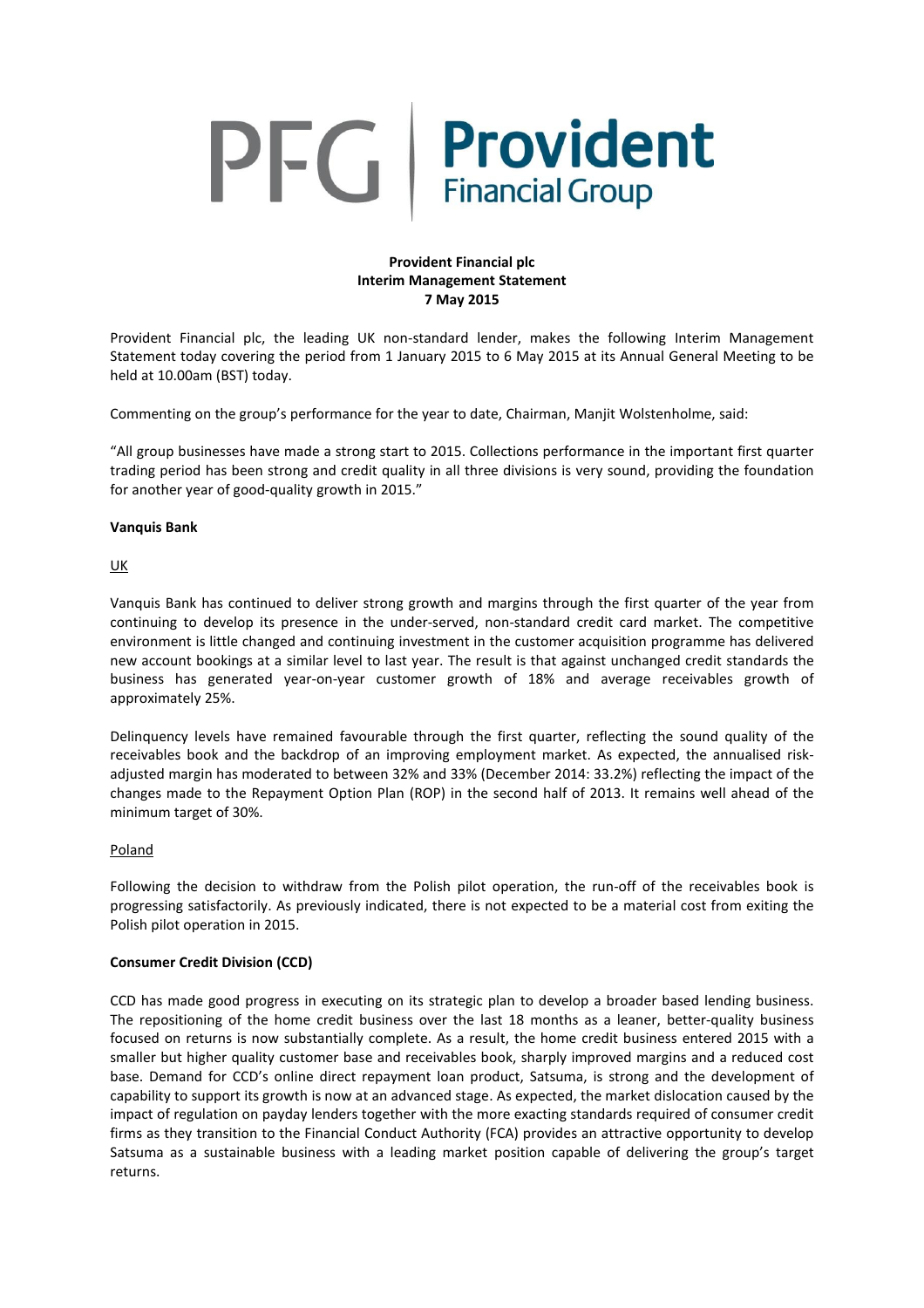PFG | **Provident** Financial Group

**Provident Financial plc**
**Interim Management Statement**
**7 May 2015**

Provident Financial plc, the leading UK non-standard lender, makes the following Interim Management Statement today covering the period from 1 January 2015 to 6 May 2015 at its Annual General Meeting to be held at 10.00am (BST) today.

Commenting on the group's performance for the year to date, Chairman, Manjit Wolstenholme, said:

"All group businesses have made a strong start to 2015. Collections performance in the important first quarter trading period has been strong and credit quality in all three divisions is very sound, providing the foundation for another year of good-quality growth in 2015."

**Vanquis Bank**

UK

Vanquis Bank has continued to deliver strong growth and margins through the first quarter of the year from continuing to develop its presence in the under-served, non-standard credit card market. The competitive environment is little changed and continuing investment in the customer acquisition programme has delivered new account bookings at a similar level to last year. The result is that against unchanged credit standards the business has generated year-on-year customer growth of 18% and average receivables growth of approximately 25%.

Delinquency levels have remained favourable through the first quarter, reflecting the sound quality of the receivables book and the backdrop of an improving employment market. As expected, the annualised risk-adjusted margin has moderated to between 32% and 33% (December 2014: 33.2%) reflecting the impact of the changes made to the Repayment Option Plan (ROP) in the second half of 2013. It remains well ahead of the minimum target of 30%.

Poland

Following the decision to withdraw from the Polish pilot operation, the run-off of the receivables book is progressing satisfactorily. As previously indicated, there is not expected to be a material cost from exiting the Polish pilot operation in 2015.

**Consumer Credit Division (CCD)**

CCD has made good progress in executing on its strategic plan to develop a broader based lending business. The repositioning of the home credit business over the last 18 months as a leaner, better-quality business focused on returns is now substantially complete. As a result, the home credit business entered 2015 with a smaller but higher quality customer base and receivables book, sharply improved margins and a reduced cost base. Demand for CCD's online direct repayment loan product, Satsuma, is strong and the development of capability to support its growth is now at an advanced stage. As expected, the market dislocation caused by the impact of regulation on payday lenders together with the more exacting standards required of consumer credit firms as they transition to the Financial Conduct Authority (FCA) provides an attractive opportunity to develop Satsuma as a sustainable business with a leading market position capable of delivering the group's target returns.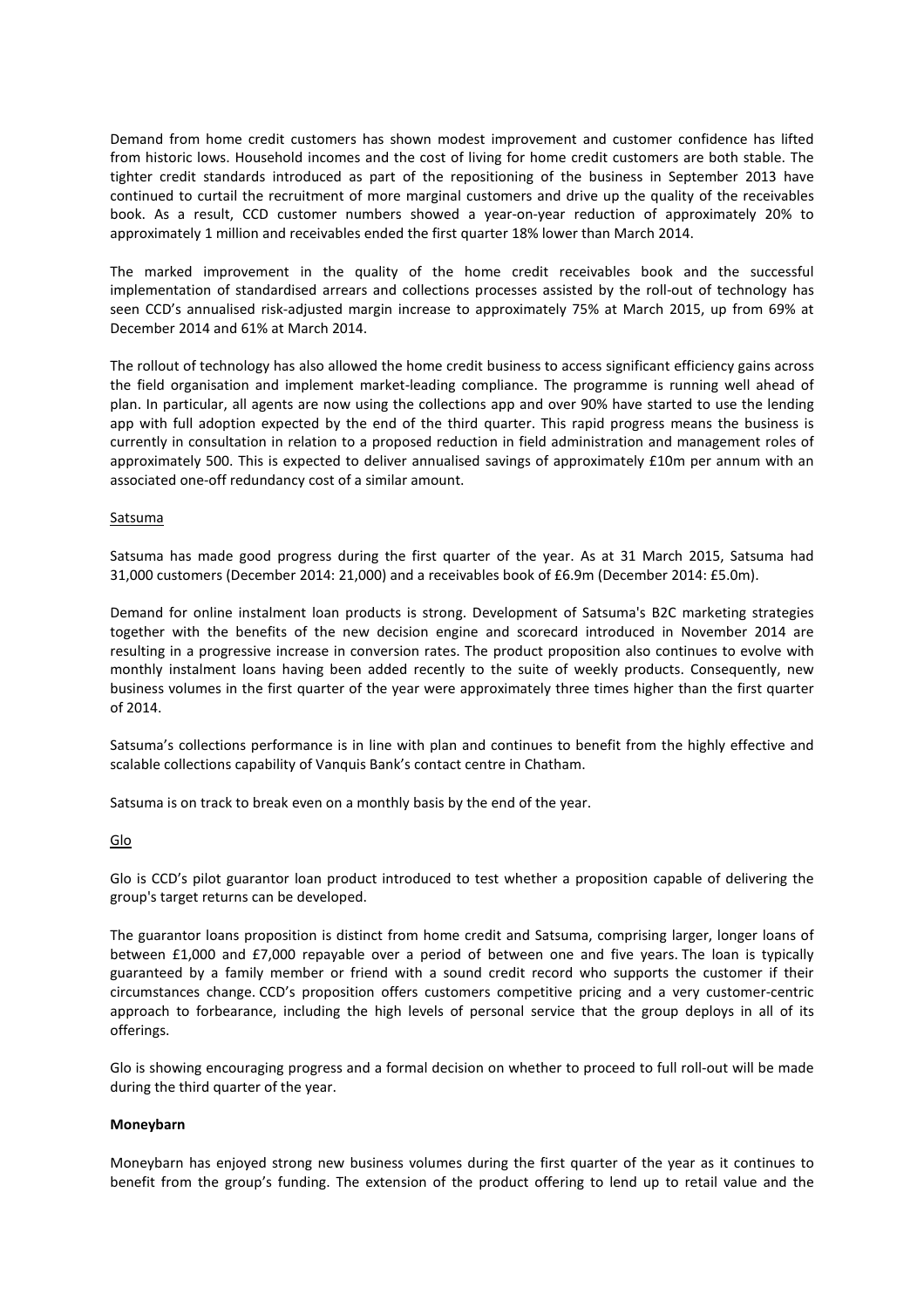Demand from home credit customers has shown modest improvement and customer confidence has lifted from historic lows. Household incomes and the cost of living for home credit customers are both stable. The tighter credit standards introduced as part of the repositioning of the business in September 2013 have continued to curtail the recruitment of more marginal customers and drive up the quality of the receivables book. As a result, CCD customer numbers showed a year-on-year reduction of approximately 20% to approximately 1 million and receivables ended the first quarter 18% lower than March 2014.

The marked improvement in the quality of the home credit receivables book and the successful implementation of standardised arrears and collections processes assisted by the roll-out of technology has seen CCD's annualised risk-adjusted margin increase to approximately 75% at March 2015, up from 69% at December 2014 and 61% at March 2014.

The rollout of technology has also allowed the home credit business to access significant efficiency gains across the field organisation and implement market-leading compliance. The programme is running well ahead of plan. In particular, all agents are now using the collections app and over 90% have started to use the lending app with full adoption expected by the end of the third quarter. This rapid progress means the business is currently in consultation in relation to a proposed reduction in field administration and management roles of approximately 500. This is expected to deliver annualised savings of approximately £10m per annum with an associated one-off redundancy cost of a similar amount.

Satsuma

Satsuma has made good progress during the first quarter of the year. As at 31 March 2015, Satsuma had 31,000 customers (December 2014: 21,000) and a receivables book of £6.9m (December 2014: £5.0m).

Demand for online instalment loan products is strong. Development of Satsuma's B2C marketing strategies together with the benefits of the new decision engine and scorecard introduced in November 2014 are resulting in a progressive increase in conversion rates. The product proposition also continues to evolve with monthly instalment loans having been added recently to the suite of weekly products. Consequently, new business volumes in the first quarter of the year were approximately three times higher than the first quarter of 2014.

Satsuma's collections performance is in line with plan and continues to benefit from the highly effective and scalable collections capability of Vanquis Bank's contact centre in Chatham.

Satsuma is on track to break even on a monthly basis by the end of the year.

Glo

Glo is CCD's pilot guarantor loan product introduced to test whether a proposition capable of delivering the group's target returns can be developed.

The guarantor loans proposition is distinct from home credit and Satsuma, comprising larger, longer loans of between £1,000 and £7,000 repayable over a period of between one and five years. The loan is typically guaranteed by a family member or friend with a sound credit record who supports the customer if their circumstances change. CCD's proposition offers customers competitive pricing and a very customer-centric approach to forbearance, including the high levels of personal service that the group deploys in all of its offerings.

Glo is showing encouraging progress and a formal decision on whether to proceed to full roll-out will be made during the third quarter of the year.

**Moneybarn**

Moneybarn has enjoyed strong new business volumes during the first quarter of the year as it continues to benefit from the group's funding. The extension of the product offering to lend up to retail value and the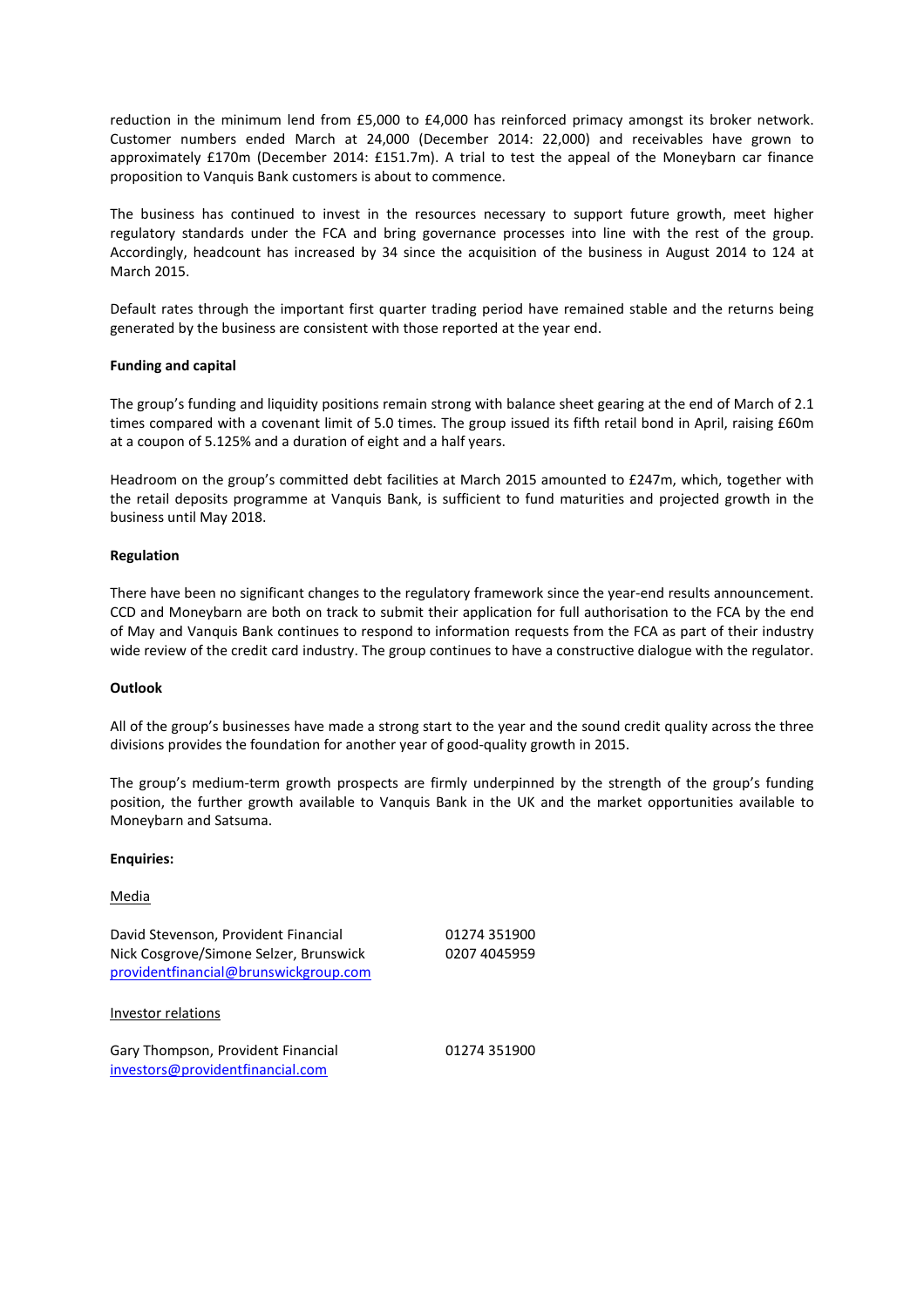reduction in the minimum lend from £5,000 to £4,000 has reinforced primacy amongst its broker network. Customer numbers ended March at 24,000 (December 2014: 22,000) and receivables have grown to approximately £170m (December 2014: £151.7m). A trial to test the appeal of the Moneybarn car finance proposition to Vanquis Bank customers is about to commence.

The business has continued to invest in the resources necessary to support future growth, meet higher regulatory standards under the FCA and bring governance processes into line with the rest of the group. Accordingly, headcount has increased by 34 since the acquisition of the business in August 2014 to 124 at March 2015.

Default rates through the important first quarter trading period have remained stable and the returns being generated by the business are consistent with those reported at the year end.

**Funding and capital**

The group's funding and liquidity positions remain strong with balance sheet gearing at the end of March of 2.1 times compared with a covenant limit of 5.0 times. The group issued its fifth retail bond in April, raising £60m at a coupon of 5.125% and a duration of eight and a half years.

Headroom on the group's committed debt facilities at March 2015 amounted to £247m, which, together with the retail deposits programme at Vanquis Bank, is sufficient to fund maturities and projected growth in the business until May 2018.

**Regulation**

There have been no significant changes to the regulatory framework since the year-end results announcement. CCD and Moneybarn are both on track to submit their application for full authorisation to the FCA by the end of May and Vanquis Bank continues to respond to information requests from the FCA as part of their industry wide review of the credit card industry. The group continues to have a constructive dialogue with the regulator.

**Outlook**

All of the group's businesses have made a strong start to the year and the sound credit quality across the three divisions provides the foundation for another year of good-quality growth in 2015.

The group's medium-term growth prospects are firmly underpinned by the strength of the group's funding position, the further growth available to Vanquis Bank in the UK and the market opportunities available to Moneybarn and Satsuma.

**Enquiries:**

Media

| | |
|---|---|
| David Stevenson, Provident Financial | 01274 351900 |
| Nick Cosgrove/Simone Selzer, Brunswick | 0207 4045959 |
| providentfinancial@brunswickgroup.com | |

Investor relations

| | |
|---|---|
| Gary Thompson, Provident Financial | 01274 351900 |
| investors@providentfinancial.com | |